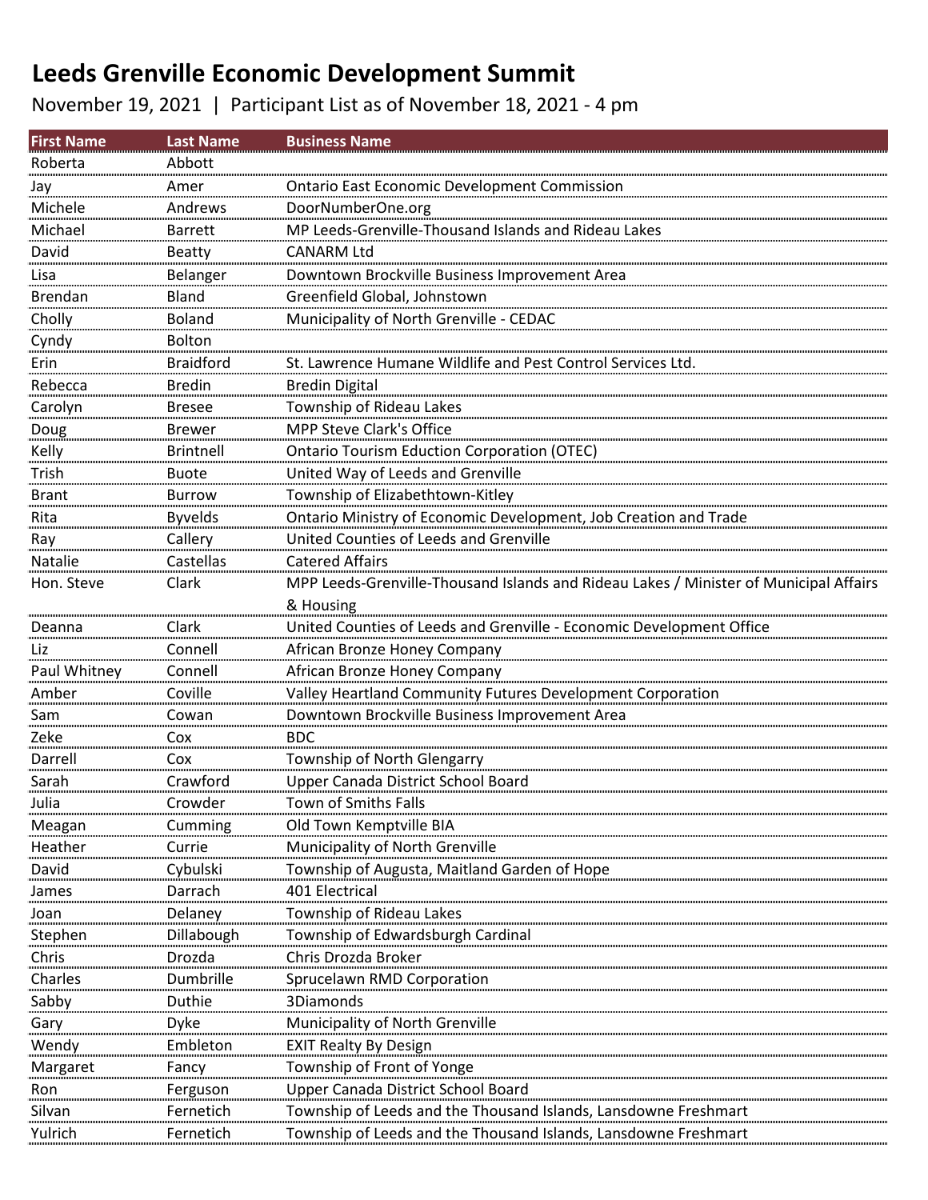# Leeds Grenville Economic Development Summit

November 19, 2021 | Participant List as of November 18, 2021 - 4 pm

| First Name | Last Name | Business Name |
|---|---|---|
| Roberta | Abbott | |
| Jay | Amer | Ontario East Economic Development Commission |
| Michele | Andrews | DoorNumberOne.org |
| Michael | Barrett | MP Leeds-Grenville-Thousand Islands and Rideau Lakes |
| David | Beatty | CANARM Ltd |
| Lisa | Belanger | Downtown Brockville Business Improvement Area |
| Brendan | Bland | Greenfield Global, Johnstown |
| Cholly | Boland | Municipality of North Grenville - CEDAC |
| Cyndy | Bolton | |
| Erin | Braidford | St. Lawrence Humane Wildlife and Pest Control Services Ltd. |
| Rebecca | Bredin | Bredin Digital |
| Carolyn | Bresee | Township of Rideau Lakes |
| Doug | Brewer | MPP Steve Clark's Office |
| Kelly | Brintnell | Ontario Tourism Eduction Corporation (OTEC) |
| Trish | Buote | United Way of Leeds and Grenville |
| Brant | Burrow | Township of Elizabethtown-Kitley |
| Rita | Byvelds | Ontario Ministry of Economic Development, Job Creation and Trade |
| Ray | Callery | United Counties of Leeds and Grenville |
| Natalie | Castellas | Catered Affairs |
| Hon. Steve | Clark | MPP Leeds-Grenville-Thousand Islands and Rideau Lakes / Minister of Municipal Affairs & Housing |
| Deanna | Clark | United Counties of Leeds and Grenville - Economic Development Office |
| Liz | Connell | African Bronze Honey Company |
| Paul Whitney | Connell | African Bronze Honey Company |
| Amber | Coville | Valley Heartland Community Futures Development Corporation |
| Sam | Cowan | Downtown Brockville Business Improvement Area |
| Zeke | Cox | BDC |
| Darrell | Cox | Township of North Glengarry |
| Sarah | Crawford | Upper Canada District School Board |
| Julia | Crowder | Town of Smiths Falls |
| Meagan | Cumming | Old Town Kemptville BIA |
| Heather | Currie | Municipality of North Grenville |
| David | Cybulski | Township of Augusta, Maitland Garden of Hope |
| James | Darrach | 401 Electrical |
| Joan | Delaney | Township of Rideau Lakes |
| Stephen | Dillabough | Township of Edwardsburgh Cardinal |
| Chris | Drozda | Chris Drozda Broker |
| Charles | Dumbrille | Sprucelawn RMD Corporation |
| Sabby | Duthie | 3Diamonds |
| Gary | Dyke | Municipality of North Grenville |
| Wendy | Embleton | EXIT Realty By Design |
| Margaret | Fancy | Township of Front of Yonge |
| Ron | Ferguson | Upper Canada District School Board |
| Silvan | Fernetich | Township of Leeds and the Thousand Islands, Lansdowne Freshmart |
| Yulrich | Fernetich | Township of Leeds and the Thousand Islands, Lansdowne Freshmart |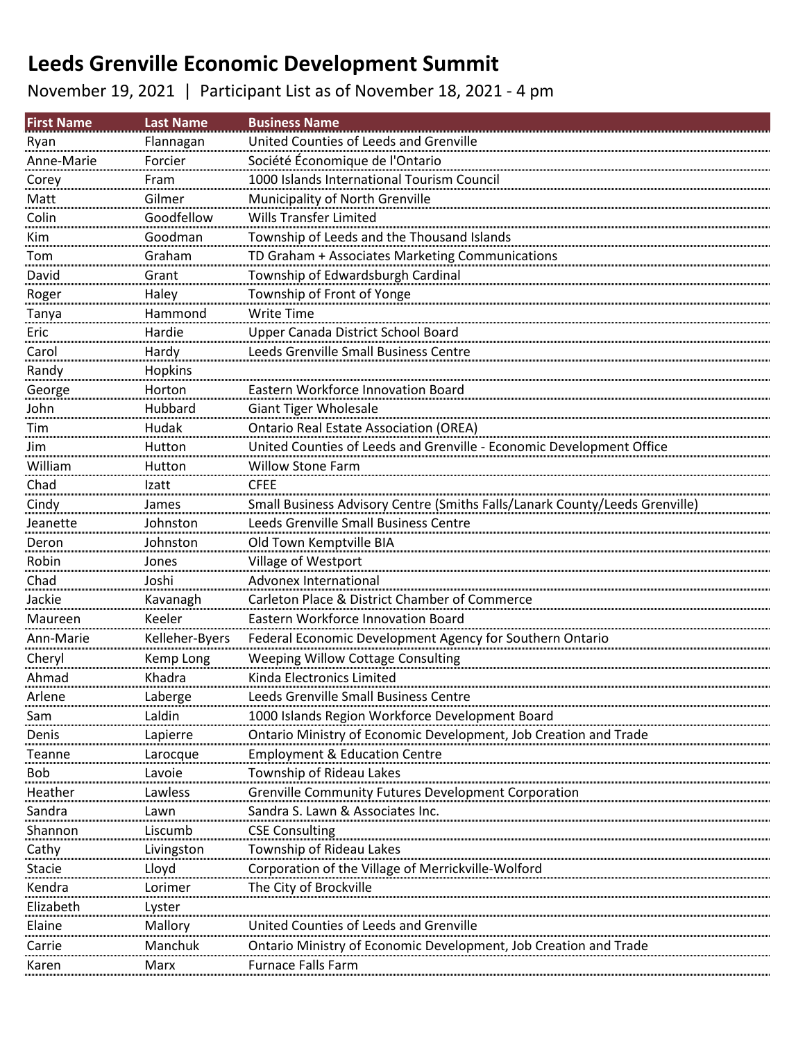# Leeds Grenville Economic Development Summit

November 19, 2021 | Participant List as of November 18, 2021 - 4 pm

| First Name | Last Name | Business Name |
|---|---|---|
| Ryan | Flannagan | United Counties of Leeds and Grenville |
| Anne-Marie | Forcier | Société Économique de l'Ontario |
| Corey | Fram | 1000 Islands International Tourism Council |
| Matt | Gilmer | Municipality of North Grenville |
| Colin | Goodfellow | Wills Transfer Limited |
| Kim | Goodman | Township of Leeds and the Thousand Islands |
| Tom | Graham | TD Graham + Associates Marketing Communications |
| David | Grant | Township of Edwardsburgh Cardinal |
| Roger | Haley | Township of Front of Yonge |
| Tanya | Hammond | Write Time |
| Eric | Hardie | Upper Canada District School Board |
| Carol | Hardy | Leeds Grenville Small Business Centre |
| Randy | Hopkins | |
| George | Horton | Eastern Workforce Innovation Board |
| John | Hubbard | Giant Tiger Wholesale |
| Tim | Hudak | Ontario Real Estate Association (OREA) |
| Jim | Hutton | United Counties of Leeds and Grenville - Economic Development Office |
| William | Hutton | Willow Stone Farm |
| Chad | Izatt | CFEE |
| Cindy | James | Small Business Advisory Centre (Smiths Falls/Lanark County/Leeds Grenville) |
| Jeanette | Johnston | Leeds Grenville Small Business Centre |
| Deron | Johnston | Old Town Kemptville BIA |
| Robin | Jones | Village of Westport |
| Chad | Joshi | Advonex International |
| Jackie | Kavanagh | Carleton Place & District Chamber of Commerce |
| Maureen | Keeler | Eastern Workforce Innovation Board |
| Ann-Marie | Kelleher-Byers | Federal Economic Development Agency for Southern Ontario |
| Cheryl | Kemp Long | Weeping Willow Cottage Consulting |
| Ahmad | Khadra | Kinda Electronics Limited |
| Arlene | Laberge | Leeds Grenville Small Business Centre |
| Sam | Laldin | 1000 Islands Region Workforce Development Board |
| Denis | Lapierre | Ontario Ministry of Economic Development, Job Creation and Trade |
| Teanne | Larocque | Employment & Education Centre |
| Bob | Lavoie | Township of Rideau Lakes |
| Heather | Lawless | Grenville Community Futures Development Corporation |
| Sandra | Lawn | Sandra S. Lawn & Associates Inc. |
| Shannon | Liscumb | CSE Consulting |
| Cathy | Livingston | Township of Rideau Lakes |
| Stacie | Lloyd | Corporation of the Village of Merrickville-Wolford |
| Kendra | Lorimer | The City of Brockville |
| Elizabeth | Lyster | |
| Elaine | Mallory | United Counties of Leeds and Grenville |
| Carrie | Manchuk | Ontario Ministry of Economic Development, Job Creation and Trade |
| Karen | Marx | Furnace Falls Farm |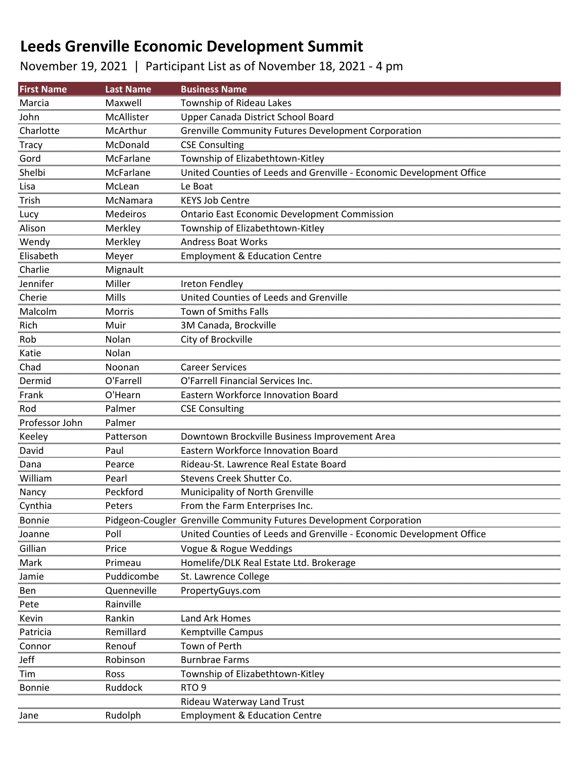# Leeds Grenville Economic Development Summit

November 19, 2021 | Participant List as of November 18, 2021 - 4 pm

| First Name | Last Name | Business Name |
|---|---|---|
| Marcia | Maxwell | Township of Rideau Lakes |
| John | McAllister | Upper Canada District School Board |
| Charlotte | McArthur | Grenville Community Futures Development Corporation |
| Tracy | McDonald | CSE Consulting |
| Gord | McFarlane | Township of Elizabethtown-Kitley |
| Shelbi | McFarlane | United Counties of Leeds and Grenville - Economic Development Office |
| Lisa | McLean | Le Boat |
| Trish | McNamara | KEYS Job Centre |
| Lucy | Medeiros | Ontario East Economic Development Commission |
| Alison | Merkley | Township of Elizabethtown-Kitley |
| Wendy | Merkley | Andress Boat Works |
| Elisabeth | Meyer | Employment & Education Centre |
| Charlie | Mignault | |
| Jennifer | Miller | Ireton Fendley |
| Cherie | Mills | United Counties of Leeds and Grenville |
| Malcolm | Morris | Town of Smiths Falls |
| Rich | Muir | 3M Canada, Brockville |
| Rob | Nolan | City of Brockville |
| Katie | Nolan | |
| Chad | Noonan | Career Services |
| Dermid | O'Farrell | O'Farrell Financial Services Inc. |
| Frank | O'Hearn | Eastern Workforce Innovation Board |
| Rod | Palmer | CSE Consulting |
| Professor John | Palmer | |
| Keeley | Patterson | Downtown Brockville Business Improvement Area |
| David | Paul | Eastern Workforce Innovation Board |
| Dana | Pearce | Rideau-St. Lawrence Real Estate Board |
| William | Pearl | Stevens Creek Shutter Co. |
| Nancy | Peckford | Municipality of North Grenville |
| Cynthia | Peters | From the Farm Enterprises Inc. |
| Bonnie | Pidgeon-Cougler | Grenville Community Futures Development Corporation |
| Joanne | Poll | United Counties of Leeds and Grenville - Economic Development Office |
| Gillian | Price | Vogue & Rogue Weddings |
| Mark | Primeau | Homelife/DLK Real Estate Ltd. Brokerage |
| Jamie | Puddicombe | St. Lawrence College |
| Ben | Quenneville | PropertyGuys.com |
| Pete | Rainville | |
| Kevin | Rankin | Land Ark Homes |
| Patricia | Remillard | Kemptville Campus |
| Connor | Renouf | Town of Perth |
| Jeff | Robinson | Burnbrae Farms |
| Tim | Ross | Township of Elizabethtown-Kitley |
| Bonnie | Ruddock | RTO 9 |
| | | Rideau Waterway Land Trust |
| Jane | Rudolph | Employment & Education Centre |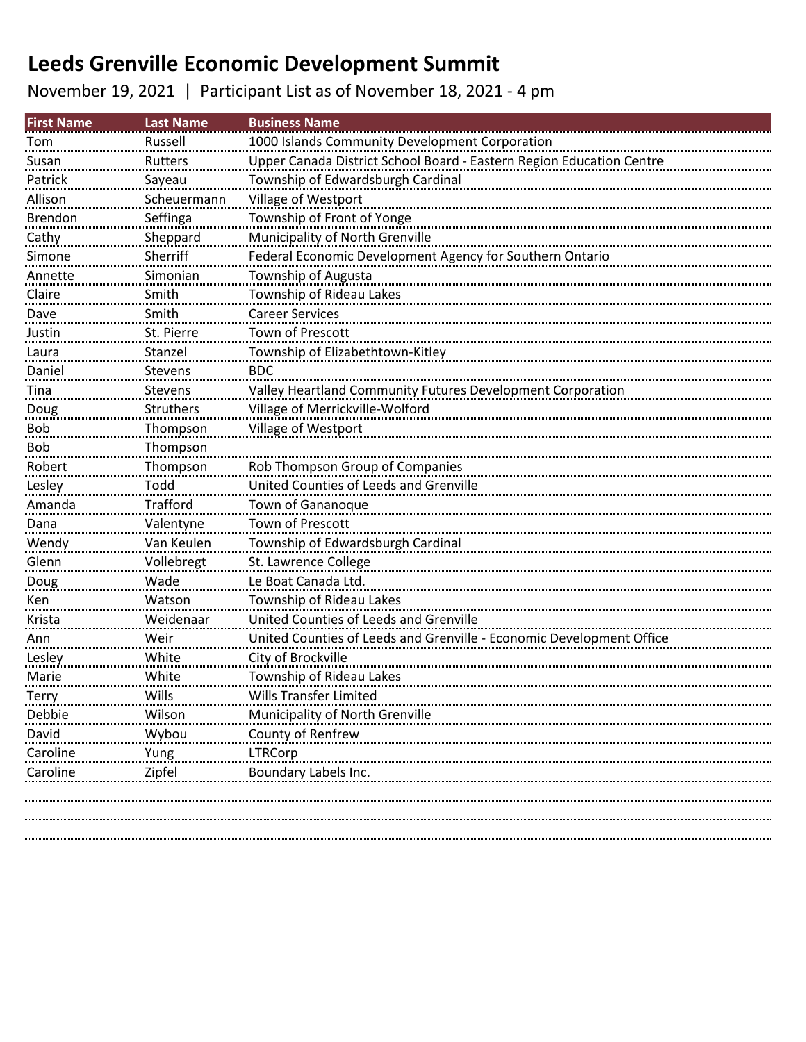# Leeds Grenville Economic Development Summit

November 19, 2021 | Participant List as of November 18, 2021 - 4 pm

| First Name | Last Name | Business Name |
|---|---|---|
| Tom | Russell | 1000 Islands Community Development Corporation |
| Susan | Rutters | Upper Canada District School Board - Eastern Region Education Centre |
| Patrick | Sayeau | Township of Edwardsburgh Cardinal |
| Allison | Scheuermann | Village of Westport |
| Brendon | Seffinga | Township of Front of Yonge |
| Cathy | Sheppard | Municipality of North Grenville |
| Simone | Sherriff | Federal Economic Development Agency for Southern Ontario |
| Annette | Simonian | Township of Augusta |
| Claire | Smith | Township of Rideau Lakes |
| Dave | Smith | Career Services |
| Justin | St. Pierre | Town of Prescott |
| Laura | Stanzel | Township of Elizabethtown-Kitley |
| Daniel | Stevens | BDC |
| Tina | Stevens | Valley Heartland Community Futures Development Corporation |
| Doug | Struthers | Village of Merrickville-Wolford |
| Bob | Thompson | Village of Westport |
| Bob | Thompson | |
| Robert | Thompson | Rob Thompson Group of Companies |
| Lesley | Todd | United Counties of Leeds and Grenville |
| Amanda | Trafford | Town of Gananoque |
| Dana | Valentyne | Town of Prescott |
| Wendy | Van Keulen | Township of Edwardsburgh Cardinal |
| Glenn | Vollebregt | St. Lawrence College |
| Doug | Wade | Le Boat Canada Ltd. |
| Ken | Watson | Township of Rideau Lakes |
| Krista | Weidenaar | United Counties of Leeds and Grenville |
| Ann | Weir | United Counties of Leeds and Grenville - Economic Development Office |
| Lesley | White | City of Brockville |
| Marie | White | Township of Rideau Lakes |
| Terry | Wills | Wills Transfer Limited |
| Debbie | Wilson | Municipality of North Grenville |
| David | Wybou | County of Renfrew |
| Caroline | Yung | LTRCorp |
| Caroline | Zipfel | Boundary Labels Inc. |